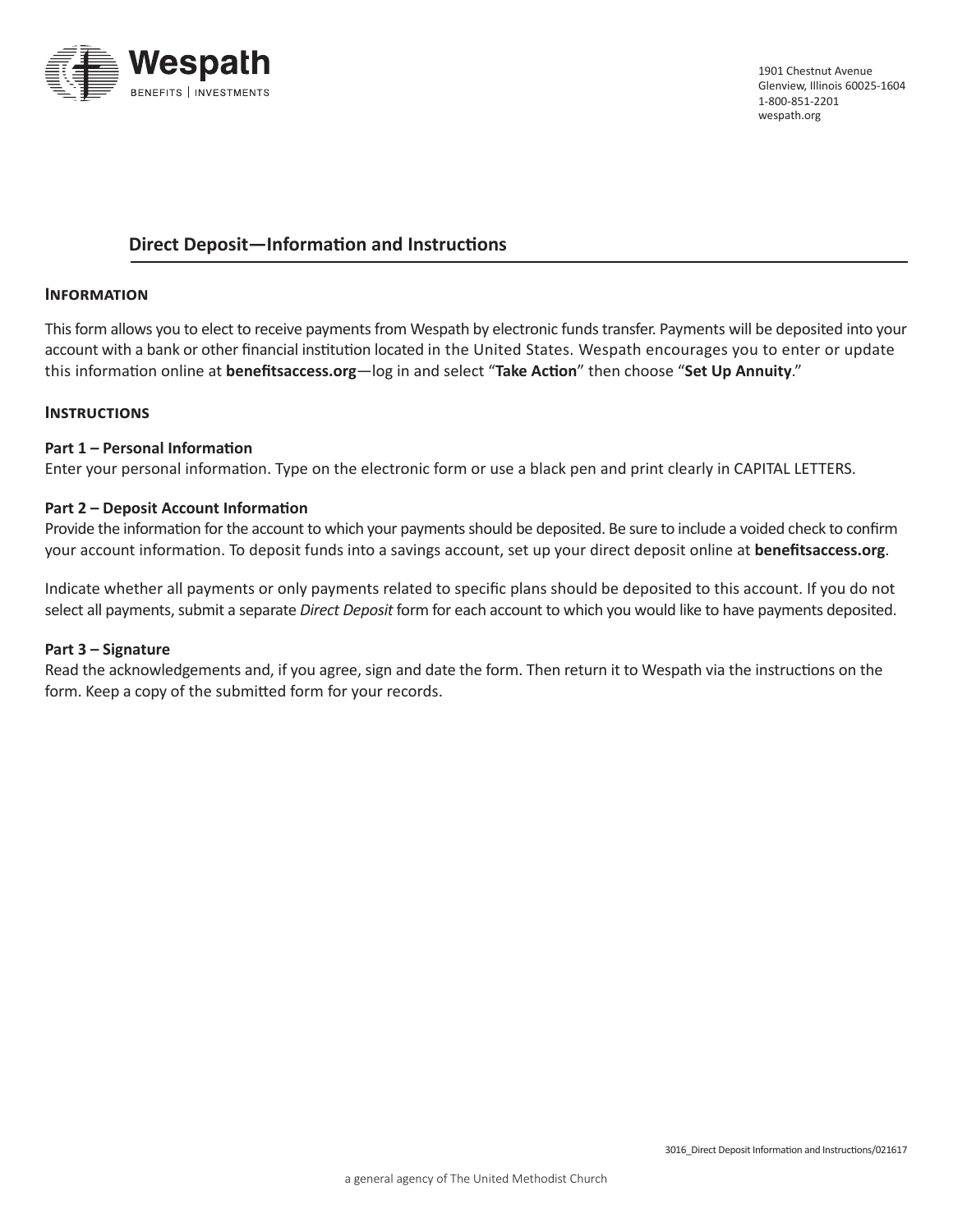1901 Chestnut Avenue
Glenview, Illinois 60025-1604
1-800-851-2201
wespath.org

# Direct Deposit—Information and Instructions

## Information

This form allows you to elect to receive payments from Wespath by electronic funds transfer. Payments will be deposited into your account with a bank or other financial institution located in the United States. Wespath encourages you to enter or update this information online at **benefitsaccess.org**—log in and select "**Take Action**" then choose "**Set Up Annuity**."

## Instructions

### Part 1 – Personal Information

Enter your personal information. Type on the electronic form or use a black pen and print clearly in CAPITAL LETTERS.

### Part 2 – Deposit Account Information

Provide the information for the account to which your payments should be deposited. Be sure to include a voided check to confirm your account information. To deposit funds into a savings account, set up your direct deposit online at **benefitsaccess.org**.

Indicate whether all payments or only payments related to specific plans should be deposited to this account. If you do not select all payments, submit a separate *Direct Deposit* form for each account to which you would like to have payments deposited.

### Part 3 – Signature

Read the acknowledgements and, if you agree, sign and date the form. Then return it to Wespath via the instructions on the form. Keep a copy of the submitted form for your records.

3016_Direct Deposit Information and Instructions/021617

a general agency of The United Methodist Church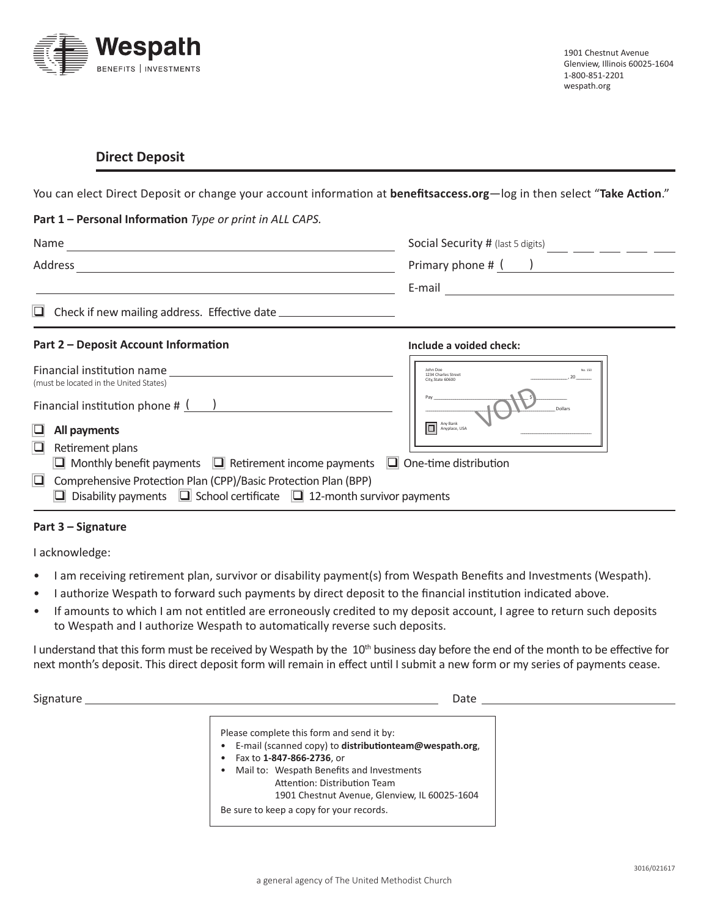Wespath

BENEFITS | INVESTMENTS

1901 Chestnut Avenue
Glenview, Illinois 60025-1604
1-800-851-2201
wespath.org

## Direct Deposit

You can elect Direct Deposit or change your account information at **benefitsaccess.org**—log in then select "**Take Action**."

**Part 1 – Personal Information** *Type or print in ALL CAPS.*

Name ______________________________ Social Security # (last 5 digits) ___ ___ ___ ___ ___

Address ______________________________ Primary phone # (   ) ______________________

______________________________ E-mail ______________________

❑ Check if new mailing address. Effective date ______________

**Part 2 – Deposit Account Information**

**Include a voided check:**

John Doe
1234 Charles Street
City, State 60600
No. 150
__________, 20____
Pay ______________________ $ ________
______________________ Dollars
Any Bank
Anyplace, USA
VOID

Financial institution name ______________________________
(must be located in the United States)

Financial institution phone # (   ) ______________________

❑ **All payments**

❑ Retirement plans
- ❑ Monthly benefit payments ❑ Retirement income payments ❑ One-time distribution

❑ Comprehensive Protection Plan (CPP)/Basic Protection Plan (BPP)
- ❑ Disability payments ❑ School certificate ❑ 12-month survivor payments

**Part 3 – Signature**

I acknowledge:

- I am receiving retirement plan, survivor or disability payment(s) from Wespath Benefits and Investments (Wespath).
- I authorize Wespath to forward such payments by direct deposit to the financial institution indicated above.
- If amounts to which I am not entitled are erroneously credited to my deposit account, I agree to return such deposits to Wespath and I authorize Wespath to automatically reverse such deposits.

I understand that this form must be received by Wespath by the 10th business day before the end of the month to be effective for next month's deposit. This direct deposit form will remain in effect until I submit a new form or my series of payments cease.

Signature ______________________________ Date ______________

Please complete this form and send it by:
- E-mail (scanned copy) to **distributionteam@wespath.org**,
- Fax to **1-847-866-2736**, or
- Mail to: Wespath Benefits and Investments
  Attention: Distribution Team
  1901 Chestnut Avenue, Glenview, IL 60025-1604

Be sure to keep a copy for your records.

3016/021617

a general agency of The United Methodist Church